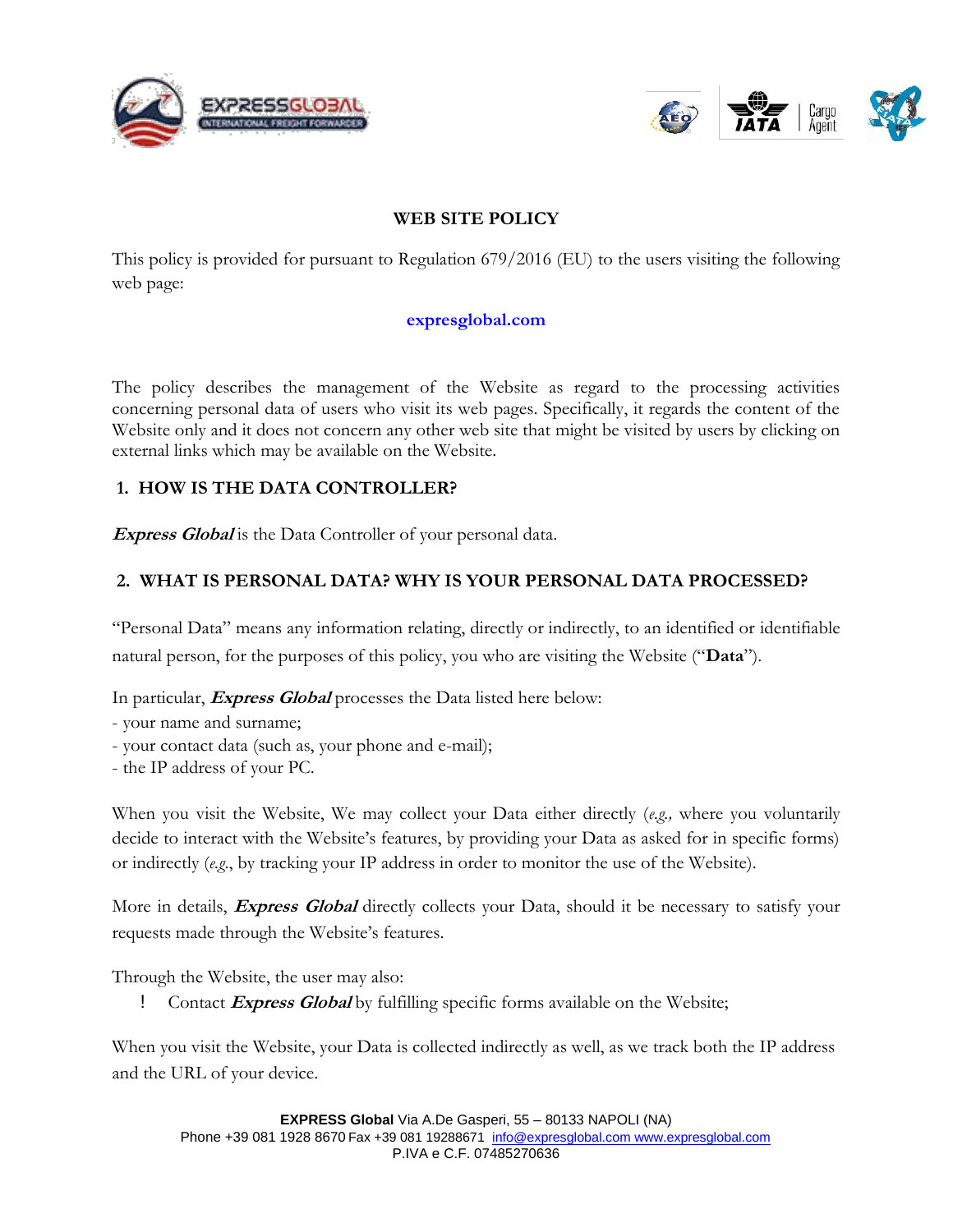# WEB SITE POLICY

This policy is provided for pursuant to Regulation 679/2016 (EU) to the users visiting the following web page:

**expresglobal.com**

The policy describes the management of the Website as regard to the processing activities concerning personal data of users who visit its web pages. Specifically, it regards the content of the Website only and it does not concern any other web site that might be visited by users by clicking on external links which may be available on the Website.

## 1. HOW IS THE DATA CONTROLLER?

***Express Global*** is the Data Controller of your personal data.

## 2. WHAT IS PERSONAL DATA? WHY IS YOUR PERSONAL DATA PROCESSED?

"Personal Data" means any information relating, directly or indirectly, to an identified or identifiable natural person, for the purposes of this policy, you who are visiting the Website ("**Data**").

In particular, ***Express Global*** processes the Data listed here below:
- your name and surname;
- your contact data (such as, your phone and e-mail);
- the IP address of your PC.

When you visit the Website, We may collect your Data either directly (*e.g.,* where you voluntarily decide to interact with the Website's features, by providing your Data as asked for in specific forms) or indirectly (*e.g.*, by tracking your IP address in order to monitor the use of the Website).

More in details, ***Express Global*** directly collects your Data, should it be necessary to satisfy your requests made through the Website's features.

Through the Website, the user may also:

- Contact ***Express Global*** by fulfilling specific forms available on the Website;

When you visit the Website, your Data is collected indirectly as well, as we track both the IP address and the URL of your device.

**EXPRESS Global** Via A.De Gasperi, 55 – 80133 NAPOLI (NA)
Phone +39 081 1928 8670 Fax +39 081 19288671 info@expresglobal.com www.expresglobal.com
P.IVA e C.F. 07485270636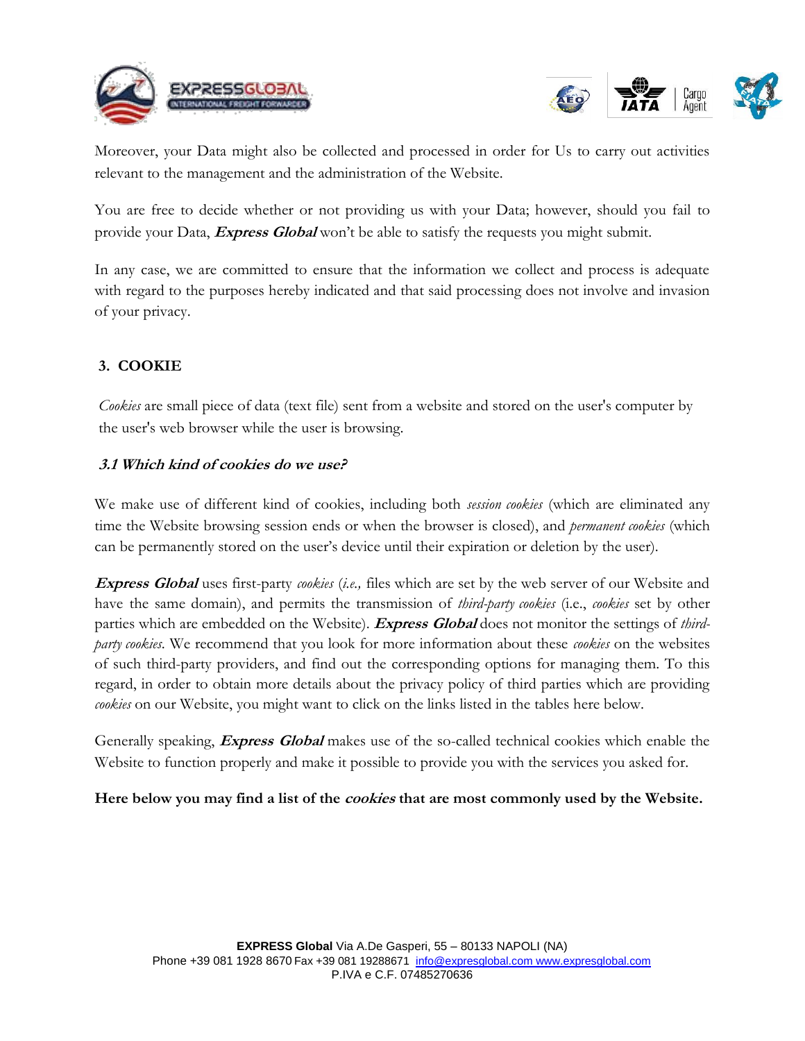Moreover, your Data might also be collected and processed in order for Us to carry out activities relevant to the management and the administration of the Website.

You are free to decide whether or not providing us with your Data; however, should you fail to provide your Data, ***Express Global*** won't be able to satisfy the requests you might submit.

In any case, we are committed to ensure that the information we collect and process is adequate with regard to the purposes hereby indicated and that said processing does not involve and invasion of your privacy.

## 3. COOKIE

*Cookies* are small piece of data (text file) sent from a website and stored on the user's computer by the user's web browser while the user is browsing.

### *3.1 Which kind of cookies do we use?*

We make use of different kind of cookies, including both *session cookies* (which are eliminated any time the Website browsing session ends or when the browser is closed), and *permanent cookies* (which can be permanently stored on the user's device until their expiration or deletion by the user).

***Express Global*** uses first-party *cookies* (*i.e.,* files which are set by the web server of our Website and have the same domain), and permits the transmission of *third-party cookies* (i.e., *cookies* set by other parties which are embedded on the Website). ***Express Global*** does not monitor the settings of *third-party cookies*. We recommend that you look for more information about these *cookies* on the websites of such third-party providers, and find out the corresponding options for managing them. To this regard, in order to obtain more details about the privacy policy of third parties which are providing *cookies* on our Website, you might want to click on the links listed in the tables here below.

Generally speaking, ***Express Global*** makes use of the so-called technical cookies which enable the Website to function properly and make it possible to provide you with the services you asked for.

**Here below you may find a list of the *cookies* that are most commonly used by the Website.**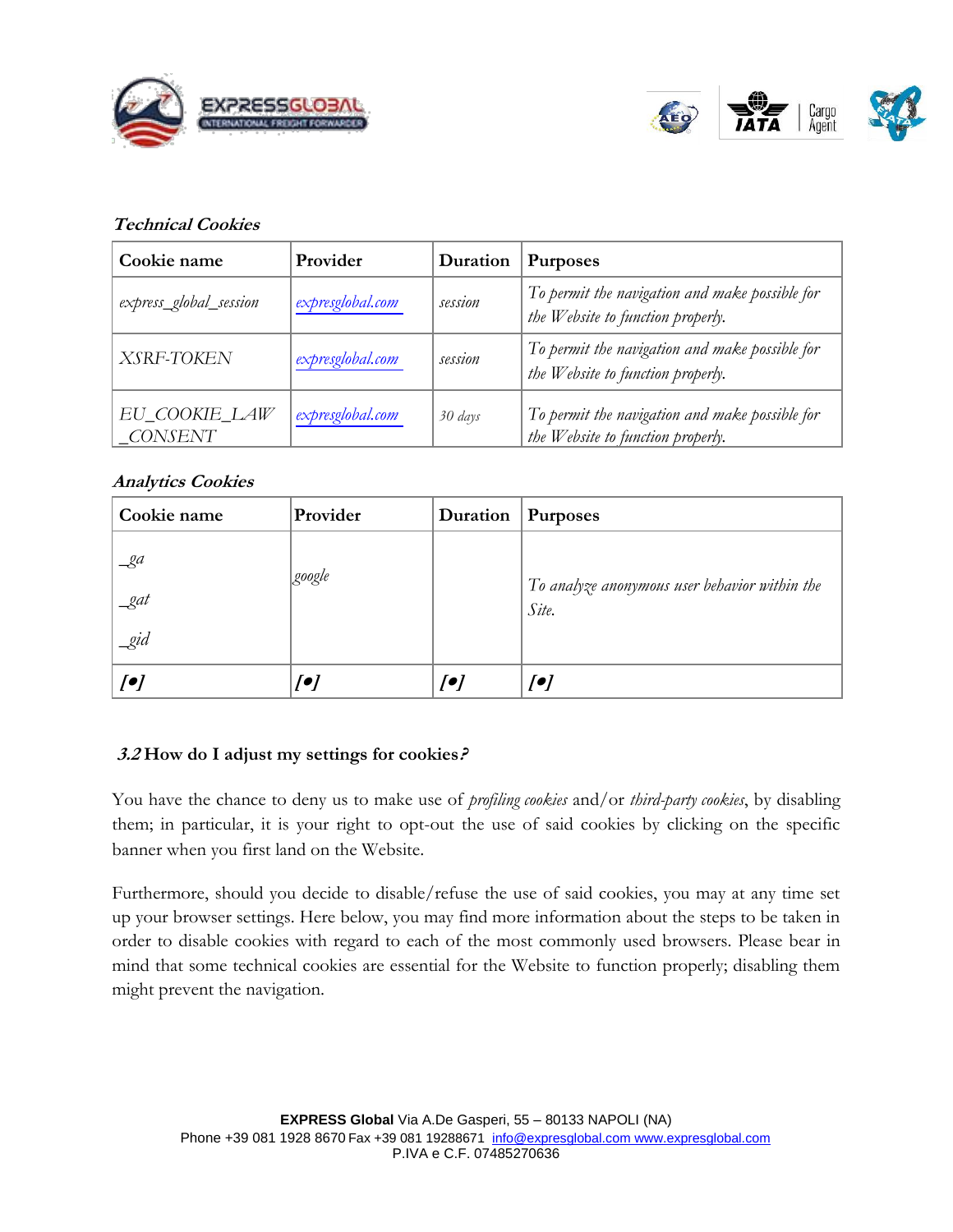***Technical Cookies***

| Cookie name | Provider | Duration | Purposes |
| --- | --- | --- | --- |
| *express_global_session* | *expresglobal.com* | *session* | *To permit the navigation and make possible for the Website to function properly.* |
| *XSRF-TOKEN* | *expresglobal.com* | *session* | *To permit the navigation and make possible for the Website to function properly.* |
| *EU_COOKIE_LAW_CONSENT* | *expresglobal.com* | *30 days* | *To permit the navigation and make possible for the Website to function properly.* |

***Analytics Cookies***

| Cookie name | Provider | Duration | Purposes |
| --- | --- | --- | --- |
| *_ga* <br> *_gat* <br> *_gid* | *google* | | *To analyze anonymous user behavior within the Site.* |
| ***[•]*** | ***[•]*** | ***[•]*** | ***[•]*** |

### *3.2* How do I adjust my settings for cookies*?*

You have the chance to deny us to make use of *profiling cookies* and/or *third-party cookies*, by disabling them; in particular, it is your right to opt-out the use of said cookies by clicking on the specific banner when you first land on the Website.

Furthermore, should you decide to disable/refuse the use of said cookies, you may at any time set up your browser settings. Here below, you may find more information about the steps to be taken in order to disable cookies with regard to each of the most commonly used browsers. Please bear in mind that some technical cookies are essential for the Website to function properly; disabling them might prevent the navigation.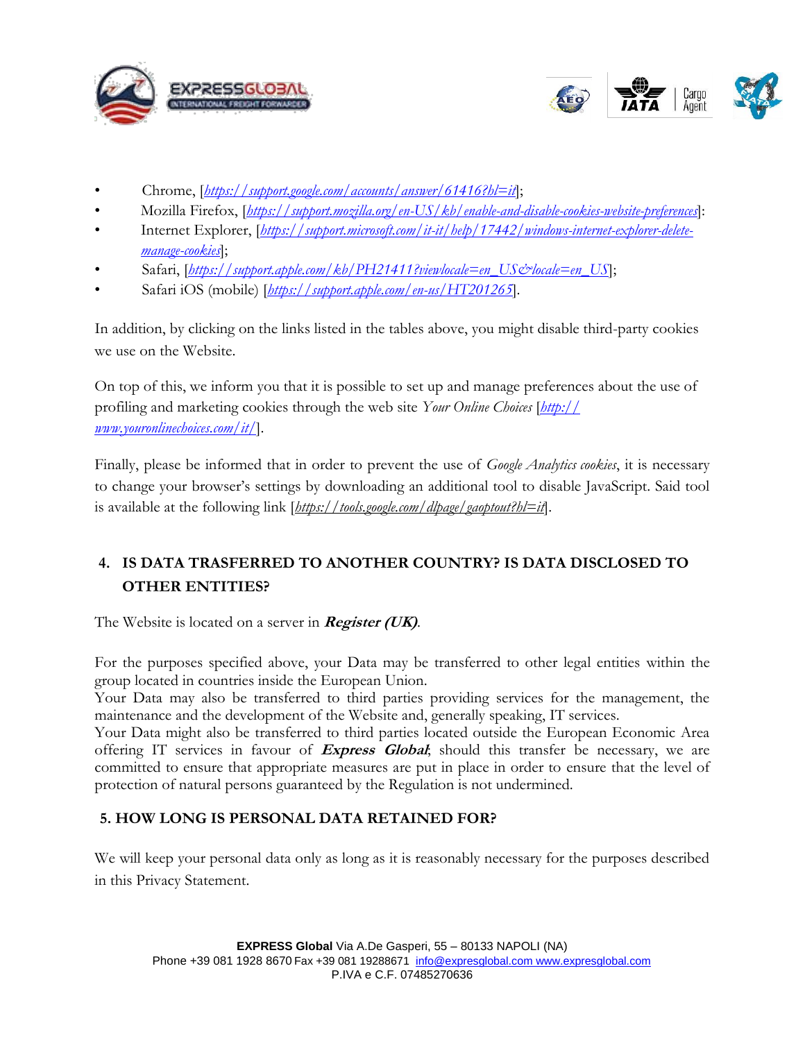- Chrome, [*https://support.google.com/accounts/answer/61416?hl=it*];
- Mozilla Firefox, [*https://support.mozilla.org/en-US/kb/enable-and-disable-cookies-website-preferences*]:
- Internet Explorer, [*https://support.microsoft.com/it-it/help/17442/windows-internet-explorer-delete-manage-cookies*];
- Safari, [*https://support.apple.com/kb/PH21411?viewlocale=en_US&locale=en_US*];
- Safari iOS (mobile) [*https://support.apple.com/en-us/HT201265*].

In addition, by clicking on the links listed in the tables above, you might disable third-party cookies we use on the Website.

On top of this, we inform you that it is possible to set up and manage preferences about the use of profiling and marketing cookies through the web site *Your Online Choices* [*http://www.youronlinechoices.com/it/*].

Finally, please be informed that in order to prevent the use of *Google Analytics cookies*, it is necessary to change your browser's settings by downloading an additional tool to disable JavaScript. Said tool is available at the following link [*https://tools.google.com/dlpage/gaoptout?hl=it*].

## 4. IS DATA TRASFERRED TO ANOTHER COUNTRY? IS DATA DISCLOSED TO OTHER ENTITIES?

The Website is located on a server in ***Register (UK)***.

For the purposes specified above, your Data may be transferred to other legal entities within the group located in countries inside the European Union.
Your Data may also be transferred to third parties providing services for the management, the maintenance and the development of the Website and, generally speaking, IT services.
Your Data might also be transferred to third parties located outside the European Economic Area offering IT services in favour of ***Express Global***; should this transfer be necessary, we are committed to ensure that appropriate measures are put in place in order to ensure that the level of protection of natural persons guaranteed by the Regulation is not undermined.

## 5. HOW LONG IS PERSONAL DATA RETAINED FOR?

We will keep your personal data only as long as it is reasonably necessary for the purposes described in this Privacy Statement.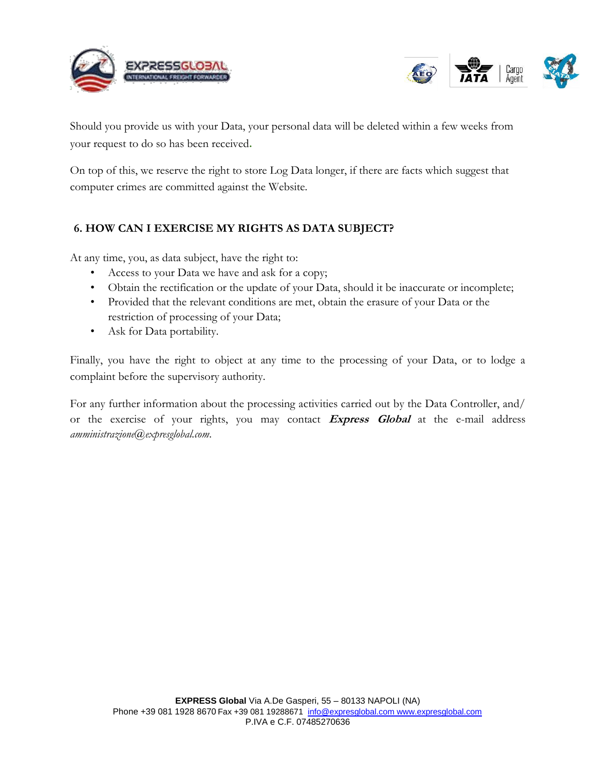Should you provide us with your Data, your personal data will be deleted within a few weeks from your request to do so has been received.

On top of this, we reserve the right to store Log Data longer, if there are facts which suggest that computer crimes are committed against the Website.

## 6. HOW CAN I EXERCISE MY RIGHTS AS DATA SUBJECT?

At any time, you, as data subject, have the right to:

- Access to your Data we have and ask for a copy;
- Obtain the rectification or the update of your Data, should it be inaccurate or incomplete;
- Provided that the relevant conditions are met, obtain the erasure of your Data or the restriction of processing of your Data;
- Ask for Data portability.

Finally, you have the right to object at any time to the processing of your Data, or to lodge a complaint before the supervisory authority.

For any further information about the processing activities carried out by the Data Controller, and/or the exercise of your rights, you may contact ***Express Global*** at the e-mail address *amministrazione@expresglobal.com.*